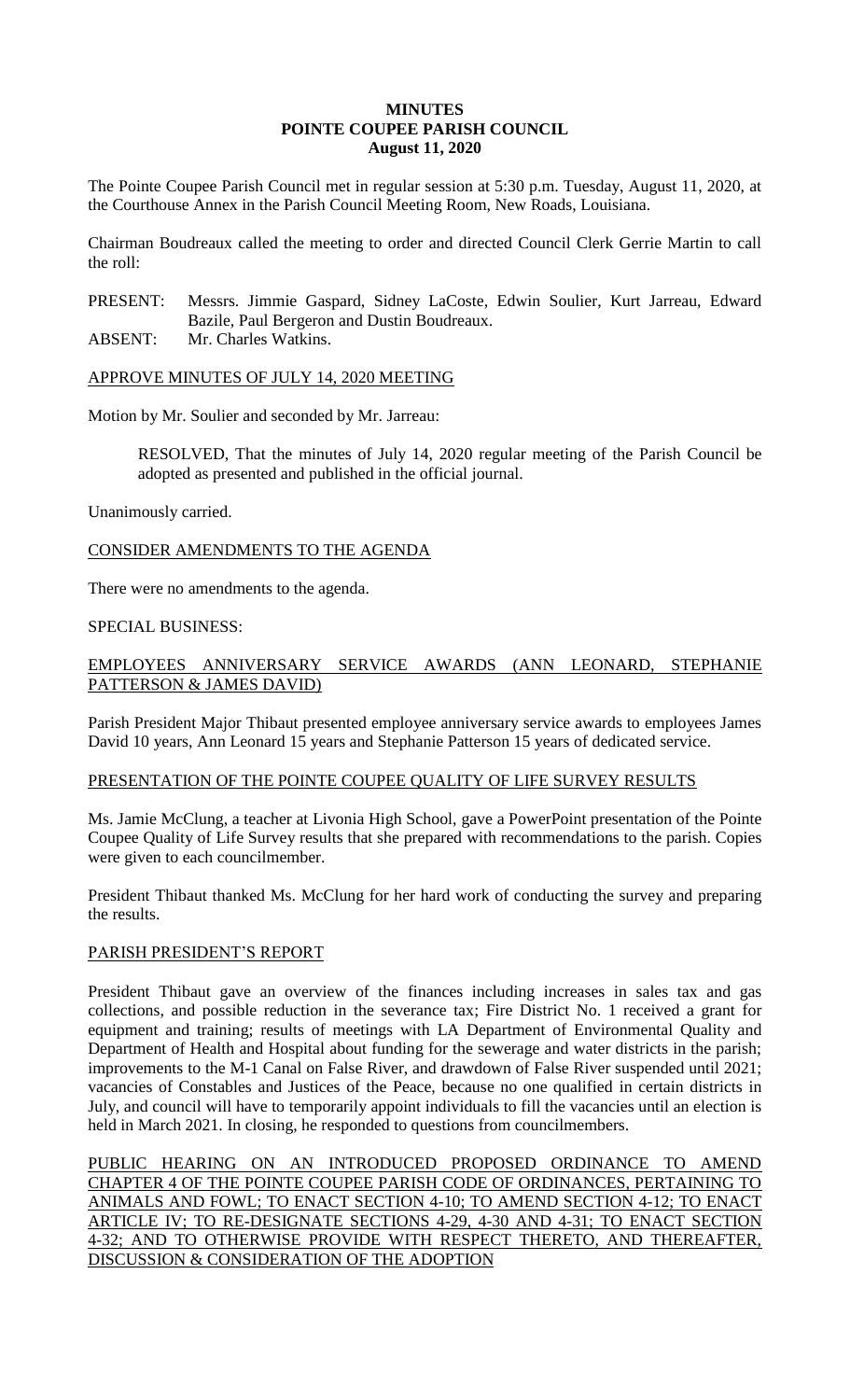# MINUTES
# POINTE COUPEE PARISH COUNCIL
# August 11, 2020

The Pointe Coupee Parish Council met in regular session at 5:30 p.m. Tuesday, August 11, 2020, at the Courthouse Annex in the Parish Council Meeting Room, New Roads, Louisiana.

Chairman Boudreaux called the meeting to order and directed Council Clerk Gerrie Martin to call the roll:

PRESENT: Messrs. Jimmie Gaspard, Sidney LaCoste, Edwin Soulier, Kurt Jarreau, Edward Bazile, Paul Bergeron and Dustin Boudreaux.
ABSENT: Mr. Charles Watkins.

APPROVE MINUTES OF JULY 14, 2020 MEETING

Motion by Mr. Soulier and seconded by Mr. Jarreau:

> RESOLVED, That the minutes of July 14, 2020 regular meeting of the Parish Council be adopted as presented and published in the official journal.

Unanimously carried.

CONSIDER AMENDMENTS TO THE AGENDA

There were no amendments to the agenda.

SPECIAL BUSINESS:

EMPLOYEES ANNIVERSARY SERVICE AWARDS (ANN LEONARD, STEPHANIE PATTERSON & JAMES DAVID)

Parish President Major Thibaut presented employee anniversary service awards to employees James David 10 years, Ann Leonard 15 years and Stephanie Patterson 15 years of dedicated service.

PRESENTATION OF THE POINTE COUPEE QUALITY OF LIFE SURVEY RESULTS

Ms. Jamie McClung, a teacher at Livonia High School, gave a PowerPoint presentation of the Pointe Coupee Quality of Life Survey results that she prepared with recommendations to the parish. Copies were given to each councilmember.

President Thibaut thanked Ms. McClung for her hard work of conducting the survey and preparing the results.

PARISH PRESIDENT'S REPORT

President Thibaut gave an overview of the finances including increases in sales tax and gas collections, and possible reduction in the severance tax; Fire District No. 1 received a grant for equipment and training; results of meetings with LA Department of Environmental Quality and Department of Health and Hospital about funding for the sewerage and water districts in the parish; improvements to the M-1 Canal on False River, and drawdown of False River suspended until 2021; vacancies of Constables and Justices of the Peace, because no one qualified in certain districts in July, and council will have to temporarily appoint individuals to fill the vacancies until an election is held in March 2021. In closing, he responded to questions from councilmembers.

PUBLIC HEARING ON AN INTRODUCED PROPOSED ORDINANCE TO AMEND CHAPTER 4 OF THE POINTE COUPEE PARISH CODE OF ORDINANCES, PERTAINING TO ANIMALS AND FOWL; TO ENACT SECTION 4-10; TO AMEND SECTION 4-12; TO ENACT ARTICLE IV; TO RE-DESIGNATE SECTIONS 4-29, 4-30 AND 4-31; TO ENACT SECTION 4-32; AND TO OTHERWISE PROVIDE WITH RESPECT THERETO, AND THEREAFTER, DISCUSSION & CONSIDERATION OF THE ADOPTION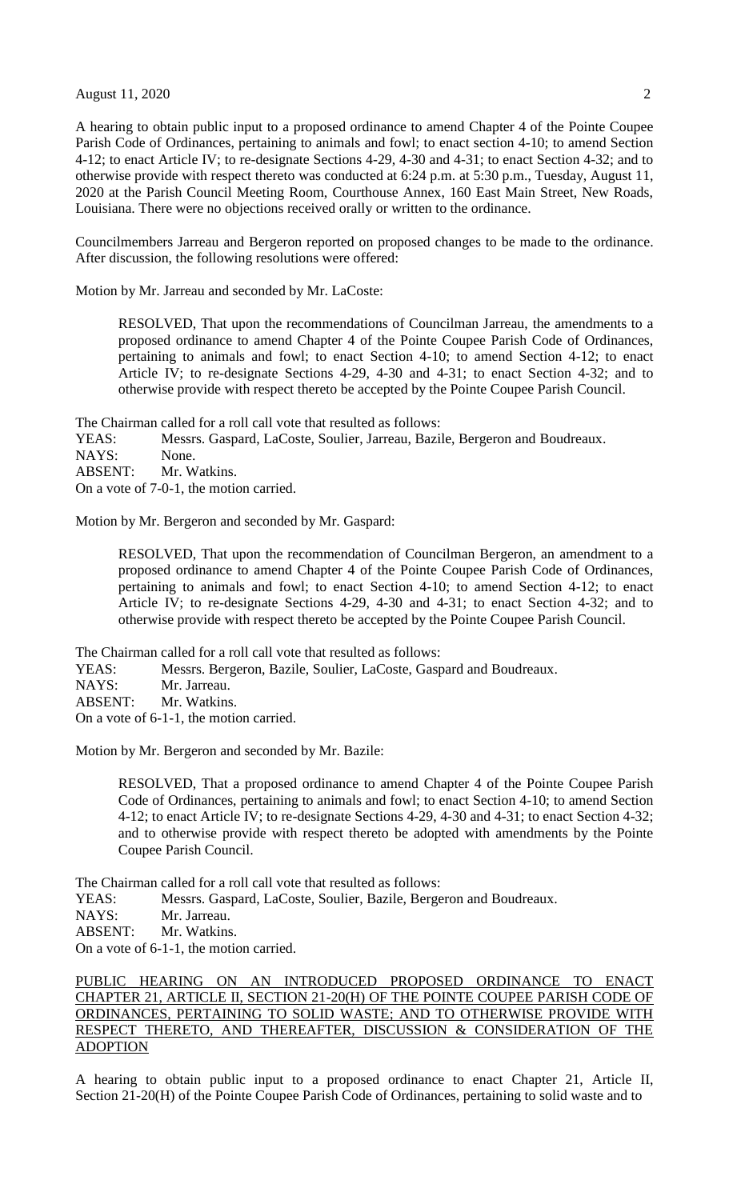A hearing to obtain public input to a proposed ordinance to amend Chapter 4 of the Pointe Coupee Parish Code of Ordinances, pertaining to animals and fowl; to enact section 4-10; to amend Section 4-12; to enact Article IV; to re-designate Sections 4-29, 4-30 and 4-31; to enact Section 4-32; and to otherwise provide with respect thereto was conducted at 6:24 p.m. at 5:30 p.m., Tuesday, August 11, 2020 at the Parish Council Meeting Room, Courthouse Annex, 160 East Main Street, New Roads, Louisiana. There were no objections received orally or written to the ordinance.

Councilmembers Jarreau and Bergeron reported on proposed changes to be made to the ordinance. After discussion, the following resolutions were offered:

Motion by Mr. Jarreau and seconded by Mr. LaCoste:

> RESOLVED, That upon the recommendations of Councilman Jarreau, the amendments to a proposed ordinance to amend Chapter 4 of the Pointe Coupee Parish Code of Ordinances, pertaining to animals and fowl; to enact Section 4-10; to amend Section 4-12; to enact Article IV; to re-designate Sections 4-29, 4-30 and 4-31; to enact Section 4-32; and to otherwise provide with respect thereto be accepted by the Pointe Coupee Parish Council.

The Chairman called for a roll call vote that resulted as follows:
YEAS: Messrs. Gaspard, LaCoste, Soulier, Jarreau, Bazile, Bergeron and Boudreaux.
NAYS: None.
ABSENT: Mr. Watkins.
On a vote of 7-0-1, the motion carried.

Motion by Mr. Bergeron and seconded by Mr. Gaspard:

> RESOLVED, That upon the recommendation of Councilman Bergeron, an amendment to a proposed ordinance to amend Chapter 4 of the Pointe Coupee Parish Code of Ordinances, pertaining to animals and fowl; to enact Section 4-10; to amend Section 4-12; to enact Article IV; to re-designate Sections 4-29, 4-30 and 4-31; to enact Section 4-32; and to otherwise provide with respect thereto be accepted by the Pointe Coupee Parish Council.

The Chairman called for a roll call vote that resulted as follows:
YEAS: Messrs. Bergeron, Bazile, Soulier, LaCoste, Gaspard and Boudreaux.
NAYS: Mr. Jarreau.
ABSENT: Mr. Watkins.
On a vote of 6-1-1, the motion carried.

Motion by Mr. Bergeron and seconded by Mr. Bazile:

> RESOLVED, That a proposed ordinance to amend Chapter 4 of the Pointe Coupee Parish Code of Ordinances, pertaining to animals and fowl; to enact Section 4-10; to amend Section 4-12; to enact Article IV; to re-designate Sections 4-29, 4-30 and 4-31; to enact Section 4-32; and to otherwise provide with respect thereto be adopted with amendments by the Pointe Coupee Parish Council.

The Chairman called for a roll call vote that resulted as follows:
YEAS: Messrs. Gaspard, LaCoste, Soulier, Bazile, Bergeron and Boudreaux.
NAYS: Mr. Jarreau.
ABSENT: Mr. Watkins.
On a vote of 6-1-1, the motion carried.

PUBLIC HEARING ON AN INTRODUCED PROPOSED ORDINANCE TO ENACT CHAPTER 21, ARTICLE II, SECTION 21-20(H) OF THE POINTE COUPEE PARISH CODE OF ORDINANCES, PERTAINING TO SOLID WASTE; AND TO OTHERWISE PROVIDE WITH RESPECT THERETO, AND THEREAFTER, DISCUSSION & CONSIDERATION OF THE ADOPTION

A hearing to obtain public input to a proposed ordinance to enact Chapter 21, Article II, Section 21-20(H) of the Pointe Coupee Parish Code of Ordinances, pertaining to solid waste and to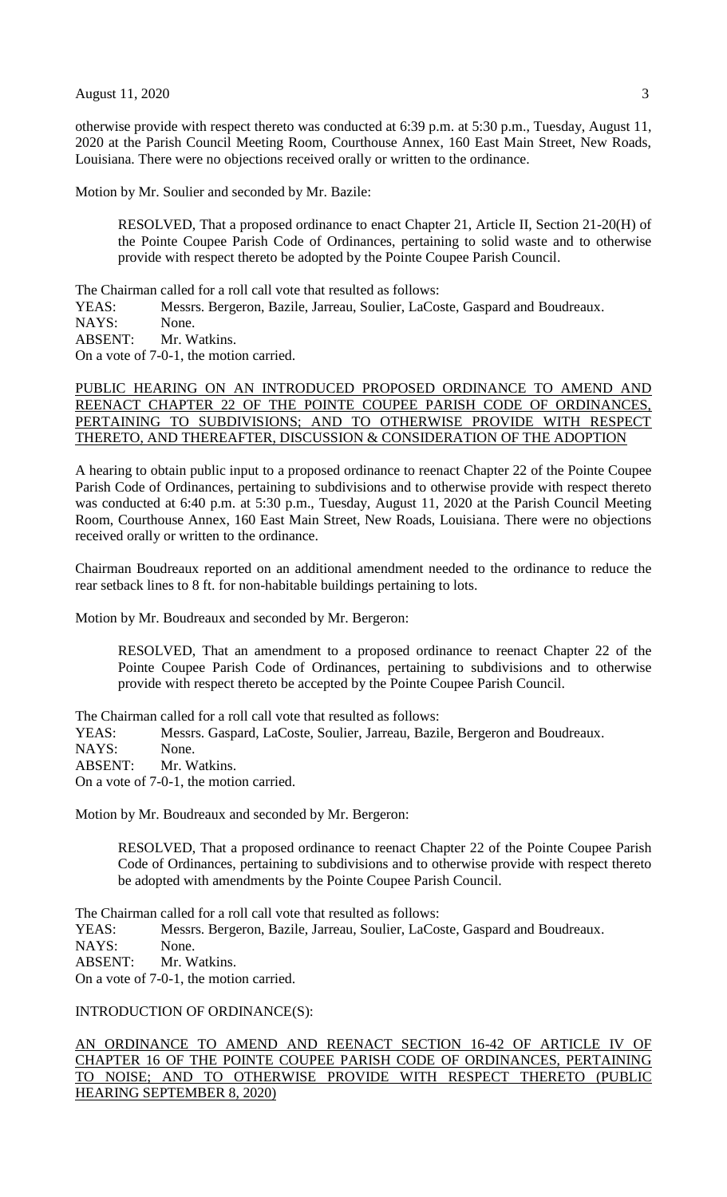otherwise provide with respect thereto was conducted at 6:39 p.m. at 5:30 p.m., Tuesday, August 11, 2020 at the Parish Council Meeting Room, Courthouse Annex, 160 East Main Street, New Roads, Louisiana. There were no objections received orally or written to the ordinance.

Motion by Mr. Soulier and seconded by Mr. Bazile:

> RESOLVED, That a proposed ordinance to enact Chapter 21, Article II, Section 21-20(H) of the Pointe Coupee Parish Code of Ordinances, pertaining to solid waste and to otherwise provide with respect thereto be adopted by the Pointe Coupee Parish Council.

The Chairman called for a roll call vote that resulted as follows:
YEAS: Messrs. Bergeron, Bazile, Jarreau, Soulier, LaCoste, Gaspard and Boudreaux.
NAYS: None.
ABSENT: Mr. Watkins.
On a vote of 7-0-1, the motion carried.

<u>PUBLIC HEARING ON AN INTRODUCED PROPOSED ORDINANCE TO AMEND AND REENACT CHAPTER 22 OF THE POINTE COUPEE PARISH CODE OF ORDINANCES, PERTAINING TO SUBDIVISIONS; AND TO OTHERWISE PROVIDE WITH RESPECT THERETO, AND THEREAFTER, DISCUSSION & CONSIDERATION OF THE ADOPTION</u>

A hearing to obtain public input to a proposed ordinance to reenact Chapter 22 of the Pointe Coupee Parish Code of Ordinances, pertaining to subdivisions and to otherwise provide with respect thereto was conducted at 6:40 p.m. at 5:30 p.m., Tuesday, August 11, 2020 at the Parish Council Meeting Room, Courthouse Annex, 160 East Main Street, New Roads, Louisiana. There were no objections received orally or written to the ordinance.

Chairman Boudreaux reported on an additional amendment needed to the ordinance to reduce the rear setback lines to 8 ft. for non-habitable buildings pertaining to lots.

Motion by Mr. Boudreaux and seconded by Mr. Bergeron:

> RESOLVED, That an amendment to a proposed ordinance to reenact Chapter 22 of the Pointe Coupee Parish Code of Ordinances, pertaining to subdivisions and to otherwise provide with respect thereto be accepted by the Pointe Coupee Parish Council.

The Chairman called for a roll call vote that resulted as follows:
YEAS: Messrs. Gaspard, LaCoste, Soulier, Jarreau, Bazile, Bergeron and Boudreaux.
NAYS: None.
ABSENT: Mr. Watkins.
On a vote of 7-0-1, the motion carried.

Motion by Mr. Boudreaux and seconded by Mr. Bergeron:

> RESOLVED, That a proposed ordinance to reenact Chapter 22 of the Pointe Coupee Parish Code of Ordinances, pertaining to subdivisions and to otherwise provide with respect thereto be adopted with amendments by the Pointe Coupee Parish Council.

The Chairman called for a roll call vote that resulted as follows:
YEAS: Messrs. Bergeron, Bazile, Jarreau, Soulier, LaCoste, Gaspard and Boudreaux.
NAYS: None.
ABSENT: Mr. Watkins.
On a vote of 7-0-1, the motion carried.

INTRODUCTION OF ORDINANCE(S):

<u>AN ORDINANCE TO AMEND AND REENACT SECTION 16-42 OF ARTICLE IV OF CHAPTER 16 OF THE POINTE COUPEE PARISH CODE OF ORDINANCES, PERTAINING TO NOISE; AND TO OTHERWISE PROVIDE WITH RESPECT THERETO (PUBLIC HEARING SEPTEMBER 8, 2020)</u>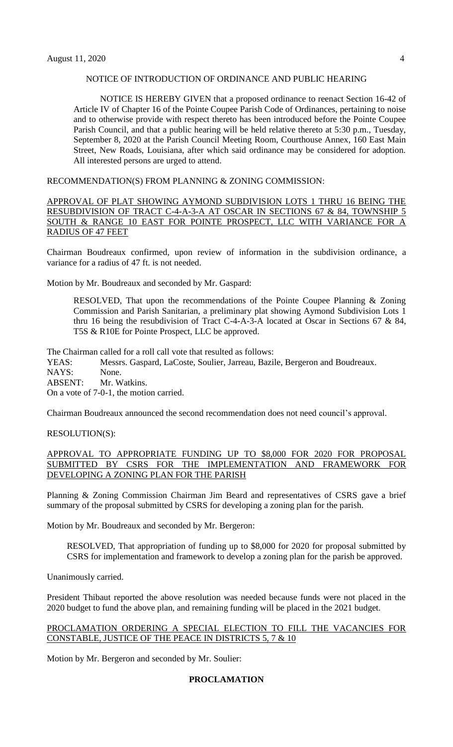NOTICE OF INTRODUCTION OF ORDINANCE AND PUBLIC HEARING

NOTICE IS HEREBY GIVEN that a proposed ordinance to reenact Section 16-42 of Article IV of Chapter 16 of the Pointe Coupee Parish Code of Ordinances, pertaining to noise and to otherwise provide with respect thereto has been introduced before the Pointe Coupee Parish Council, and that a public hearing will be held relative thereto at 5:30 p.m., Tuesday, September 8, 2020 at the Parish Council Meeting Room, Courthouse Annex, 160 East Main Street, New Roads, Louisiana, after which said ordinance may be considered for adoption. All interested persons are urged to attend.

RECOMMENDATION(S) FROM PLANNING & ZONING COMMISSION:

APPROVAL OF PLAT SHOWING AYMOND SUBDIVISION LOTS 1 THRU 16 BEING THE RESUBDIVISION OF TRACT C-4-A-3-A AT OSCAR IN SECTIONS 67 & 84, TOWNSHIP 5 SOUTH & RANGE 10 EAST FOR POINTE PROSPECT, LLC WITH VARIANCE FOR A RADIUS OF 47 FEET

Chairman Boudreaux confirmed, upon review of information in the subdivision ordinance, a variance for a radius of 47 ft. is not needed.

Motion by Mr. Boudreaux and seconded by Mr. Gaspard:

> RESOLVED, That upon the recommendations of the Pointe Coupee Planning & Zoning Commission and Parish Sanitarian, a preliminary plat showing Aymond Subdivision Lots 1 thru 16 being the resubdivision of Tract C-4-A-3-A located at Oscar in Sections 67 & 84, T5S & R10E for Pointe Prospect, LLC be approved.

The Chairman called for a roll call vote that resulted as follows:
YEAS: Messrs. Gaspard, LaCoste, Soulier, Jarreau, Bazile, Bergeron and Boudreaux.
NAYS: None.
ABSENT: Mr. Watkins.
On a vote of 7-0-1, the motion carried.

Chairman Boudreaux announced the second recommendation does not need council's approval.

RESOLUTION(S):

APPROVAL TO APPROPRIATE FUNDING UP TO $8,000 FOR 2020 FOR PROPOSAL SUBMITTED BY CSRS FOR THE IMPLEMENTATION AND FRAMEWORK FOR DEVELOPING A ZONING PLAN FOR THE PARISH

Planning & Zoning Commission Chairman Jim Beard and representatives of CSRS gave a brief summary of the proposal submitted by CSRS for developing a zoning plan for the parish.

Motion by Mr. Boudreaux and seconded by Mr. Bergeron:

> RESOLVED, That appropriation of funding up to $8,000 for 2020 for proposal submitted by CSRS for implementation and framework to develop a zoning plan for the parish be approved.

Unanimously carried.

President Thibaut reported the above resolution was needed because funds were not placed in the 2020 budget to fund the above plan, and remaining funding will be placed in the 2021 budget.

PROCLAMATION ORDERING A SPECIAL ELECTION TO FILL THE VACANCIES FOR CONSTABLE, JUSTICE OF THE PEACE IN DISTRICTS 5, 7 & 10

Motion by Mr. Bergeron and seconded by Mr. Soulier:

**PROCLAMATION**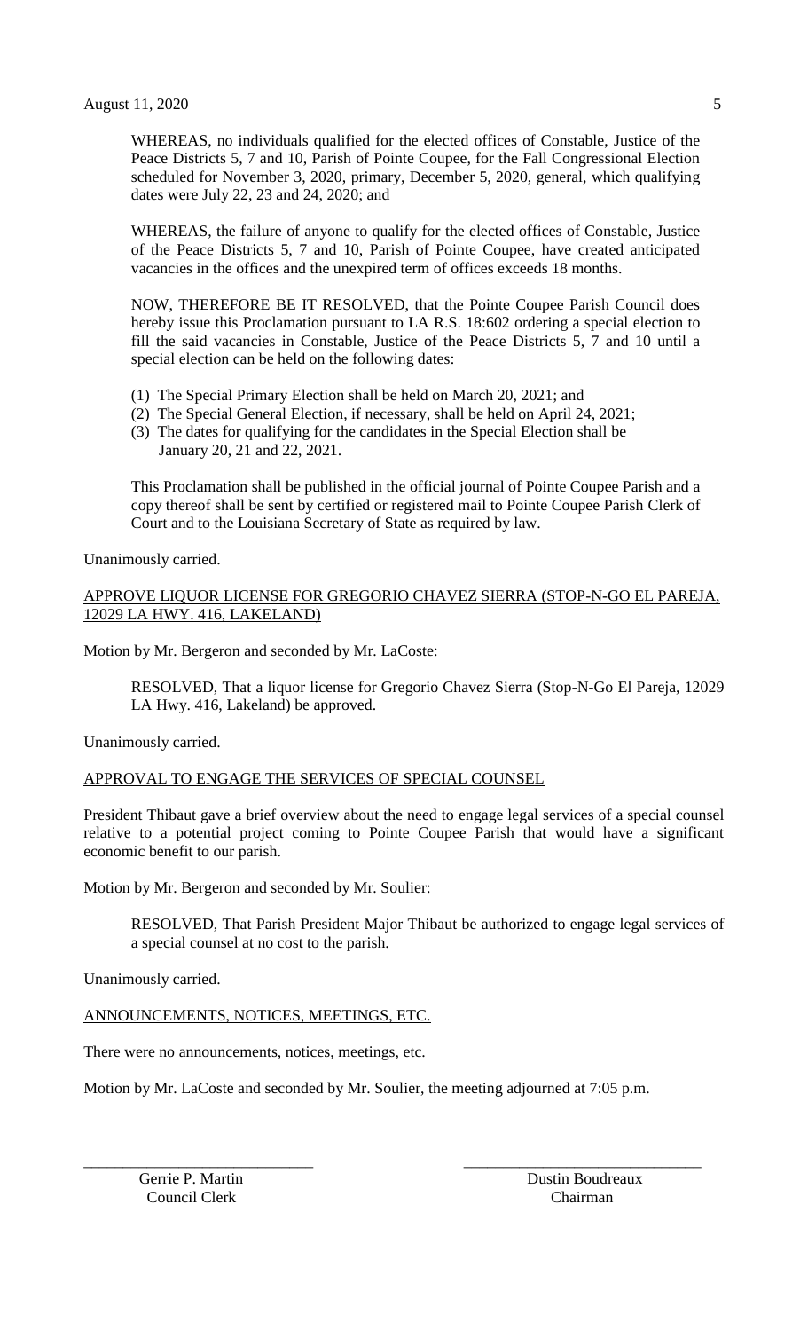WHEREAS, no individuals qualified for the elected offices of Constable, Justice of the Peace Districts 5, 7 and 10, Parish of Pointe Coupee, for the Fall Congressional Election scheduled for November 3, 2020, primary, December 5, 2020, general, which qualifying dates were July 22, 23 and 24, 2020; and

WHEREAS, the failure of anyone to qualify for the elected offices of Constable, Justice of the Peace Districts 5, 7 and 10, Parish of Pointe Coupee, have created anticipated vacancies in the offices and the unexpired term of offices exceeds 18 months.

NOW, THEREFORE BE IT RESOLVED, that the Pointe Coupee Parish Council does hereby issue this Proclamation pursuant to LA R.S. 18:602 ordering a special election to fill the said vacancies in Constable, Justice of the Peace Districts 5, 7 and 10 until a special election can be held on the following dates:

(1) The Special Primary Election shall be held on March 20, 2021; and
(2) The Special General Election, if necessary, shall be held on April 24, 2021;
(3) The dates for qualifying for the candidates in the Special Election shall be January 20, 21 and 22, 2021.

This Proclamation shall be published in the official journal of Pointe Coupee Parish and a copy thereof shall be sent by certified or registered mail to Pointe Coupee Parish Clerk of Court and to the Louisiana Secretary of State as required by law.

Unanimously carried.

APPROVE LIQUOR LICENSE FOR GREGORIO CHAVEZ SIERRA (STOP-N-GO EL PAREJA, 12029 LA HWY. 416, LAKELAND)

Motion by Mr. Bergeron and seconded by Mr. LaCoste:

RESOLVED, That a liquor license for Gregorio Chavez Sierra (Stop-N-Go El Pareja, 12029 LA Hwy. 416, Lakeland) be approved.

Unanimously carried.

APPROVAL TO ENGAGE THE SERVICES OF SPECIAL COUNSEL

President Thibaut gave a brief overview about the need to engage legal services of a special counsel relative to a potential project coming to Pointe Coupee Parish that would have a significant economic benefit to our parish.

Motion by Mr. Bergeron and seconded by Mr. Soulier:

RESOLVED, That Parish President Major Thibaut be authorized to engage legal services of a special counsel at no cost to the parish.

Unanimously carried.

ANNOUNCEMENTS, NOTICES, MEETINGS, ETC.

There were no announcements, notices, meetings, etc.

Motion by Mr. LaCoste and seconded by Mr. Soulier, the meeting adjourned at 7:05 p.m.

\_\_\_\_\_\_\_\_\_\_\_\_\_\_\_\_\_\_\_\_\_\_\_\_\_\_\_\_\_
Gerrie P. Martin
Council Clerk

\_\_\_\_\_\_\_\_\_\_\_\_\_\_\_\_\_\_\_\_\_\_\_\_\_\_\_\_\_
Dustin Boudreaux
Chairman